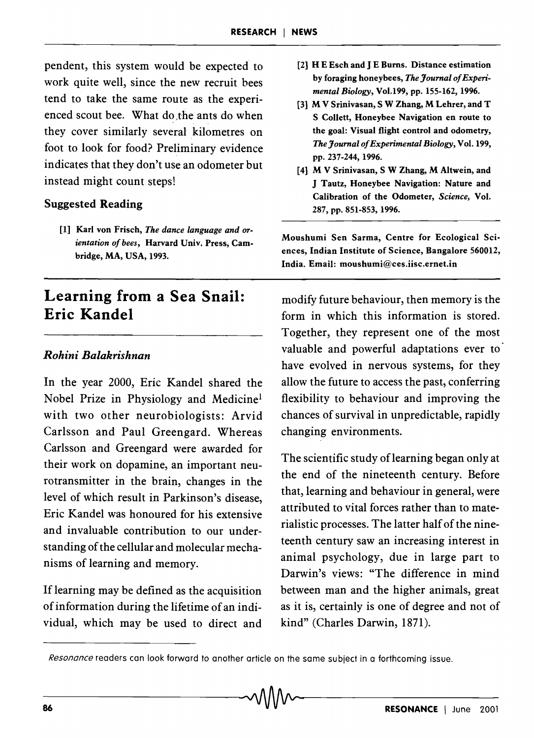pendent, this system would be expected to work quite well, since the new recruit bees tend to take the same route as the experienced scout bee. What do the ants do when they cover similarly several kilometres on foot to look for food? Preliminary evidence indicates that they don't use an odometer but instead might count steps!

### Suggested Reading

[1] Karl von Frisch, *The dance language and orientation of bees*, Harvard Univ. Press, Cambridge, MA, USA, 1993.

[2] H E Esch and J E Burns. Distance estimation by foraging honeybees, *The Journal of Experimental Biology*, Vol.199, pp. 155-162, 1996.

[3] M V Srinivasan, S W Zhang, M Lehrer, and T S Collett, Honeybee Navigation en route to the goal: Visual flight control and odometry, *The Journal of Experimental Biology*, Vol. 199, pp. 237-244, 1996.

[4] M V Srinivasan, S W Zhang, M Altwein, and J Tautz, Honeybee Navigation: Nature and Calibration of the Odometer, *Science*, Vol. 287, pp. 851-853, 1996.

Moushumi Sen Sarma, Centre for Ecological Sciences, Indian Institute of Science, Bangalore 560012, India. Email: moushumi@ces.iisc.ernet.in

## Learning from a Sea Snail: Eric Kandel

*Rohini Balakrishnan*

In the year 2000, Eric Kandel shared the Nobel Prize in Physiology and Medicine[1] with two other neurobiologists: Arvid Carlsson and Paul Greengard. Whereas Carlsson and Greengard were awarded for their work on dopamine, an important neurotransmitter in the brain, changes in the level of which result in Parkinson's disease, Eric Kandel was honoured for his extensive and invaluable contribution to our understanding of the cellular and molecular mechanisms of learning and memory.

If learning may be defined as the acquisition of information during the lifetime of an individual, which may be used to direct and modify future behaviour, then memory is the form in which this information is stored. Together, they represent one of the most valuable and powerful adaptations ever to have evolved in nervous systems, for they allow the future to access the past, conferring flexibility to behaviour and improving the chances of survival in unpredictable, rapidly changing environments.

The scientific study of learning began only at the end of the nineteenth century. Before that, learning and behaviour in general, were attributed to vital forces rather than to materialistic processes. The latter half of the nineteenth century saw an increasing interest in animal psychology, due in large part to Darwin's views: "The difference in mind between man and the higher animals, great as it is, certainly is one of degree and not of kind" (Charles Darwin, 1871).

[1] *Resonance* readers can look forward to another article on the same subject in a forthcoming issue.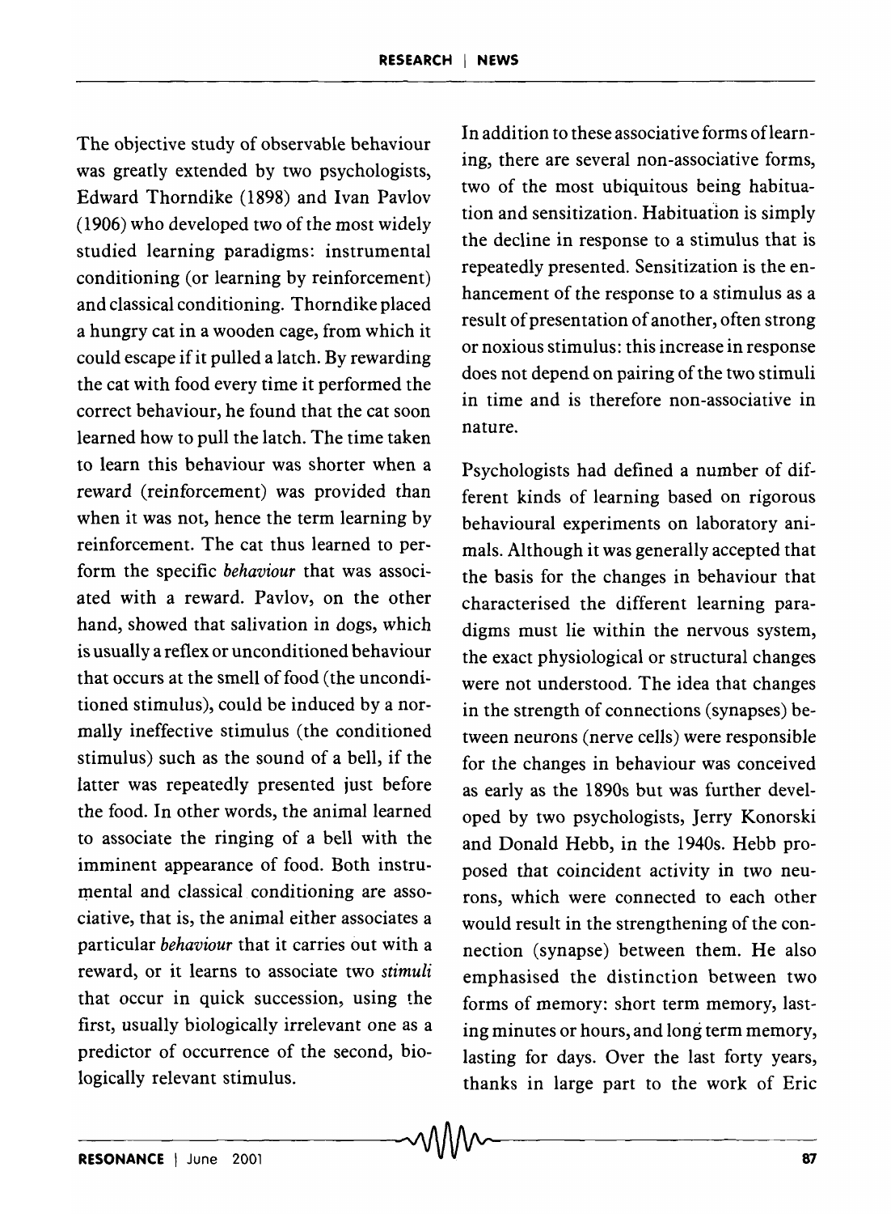The objective study of observable behaviour was greatly extended by two psychologists, Edward Thorndike (1898) and Ivan Pavlov (1906) who developed two of the most widely studied learning paradigms: instrumental conditioning (or learning by reinforcement) and classical conditioning. Thorndike placed a hungry cat in a wooden cage, from which it could escape if it pulled a latch. By rewarding the cat with food every time it performed the correct behaviour, he found that the cat soon learned how to pull the latch. The time taken to learn this behaviour was shorter when a reward (reinforcement) was provided than when it was not, hence the term learning by reinforcement. The cat thus learned to perform the specific *behaviour* that was associated with a reward. Pavlov, on the other hand, showed that salivation in dogs, which is usually a reflex or unconditioned behaviour that occurs at the smell of food (the unconditioned stimulus), could be induced by a normally ineffective stimulus (the conditioned stimulus) such as the sound of a bell, if the latter was repeatedly presented just before the food. In other words, the animal learned to associate the ringing of a bell with the imminent appearance of food. Both instrumental and classical conditioning are associative, that is, the animal either associates a particular *behaviour* that it carries out with a reward, or it learns to associate two *stimuli* that occur in quick succession, using the first, usually biologically irrelevant one as a predictor of occurrence of the second, biologically relevant stimulus.

In addition to these associative forms of learning, there are several non-associative forms, two of the most ubiquitous being habituation and sensitization. Habituation is simply the decline in response to a stimulus that is repeatedly presented. Sensitization is the enhancement of the response to a stimulus as a result of presentation of another, often strong or noxious stimulus: this increase in response does not depend on pairing of the two stimuli in time and is therefore non-associative in nature.

Psychologists had defined a number of different kinds of learning based on rigorous behavioural experiments on laboratory animals. Although it was generally accepted that the basis for the changes in behaviour that characterised the different learning paradigms must lie within the nervous system, the exact physiological or structural changes were not understood. The idea that changes in the strength of connections (synapses) between neurons (nerve cells) were responsible for the changes in behaviour was conceived as early as the 1890s but was further developed by two psychologists, Jerry Konorski and Donald Hebb, in the 1940s. Hebb proposed that coincident activity in two neurons, which were connected to each other would result in the strengthening of the connection (synapse) between them. He also emphasised the distinction between two forms of memory: short term memory, lasting minutes or hours, and long term memory, lasting for days. Over the last forty years, thanks in large part to the work of Eric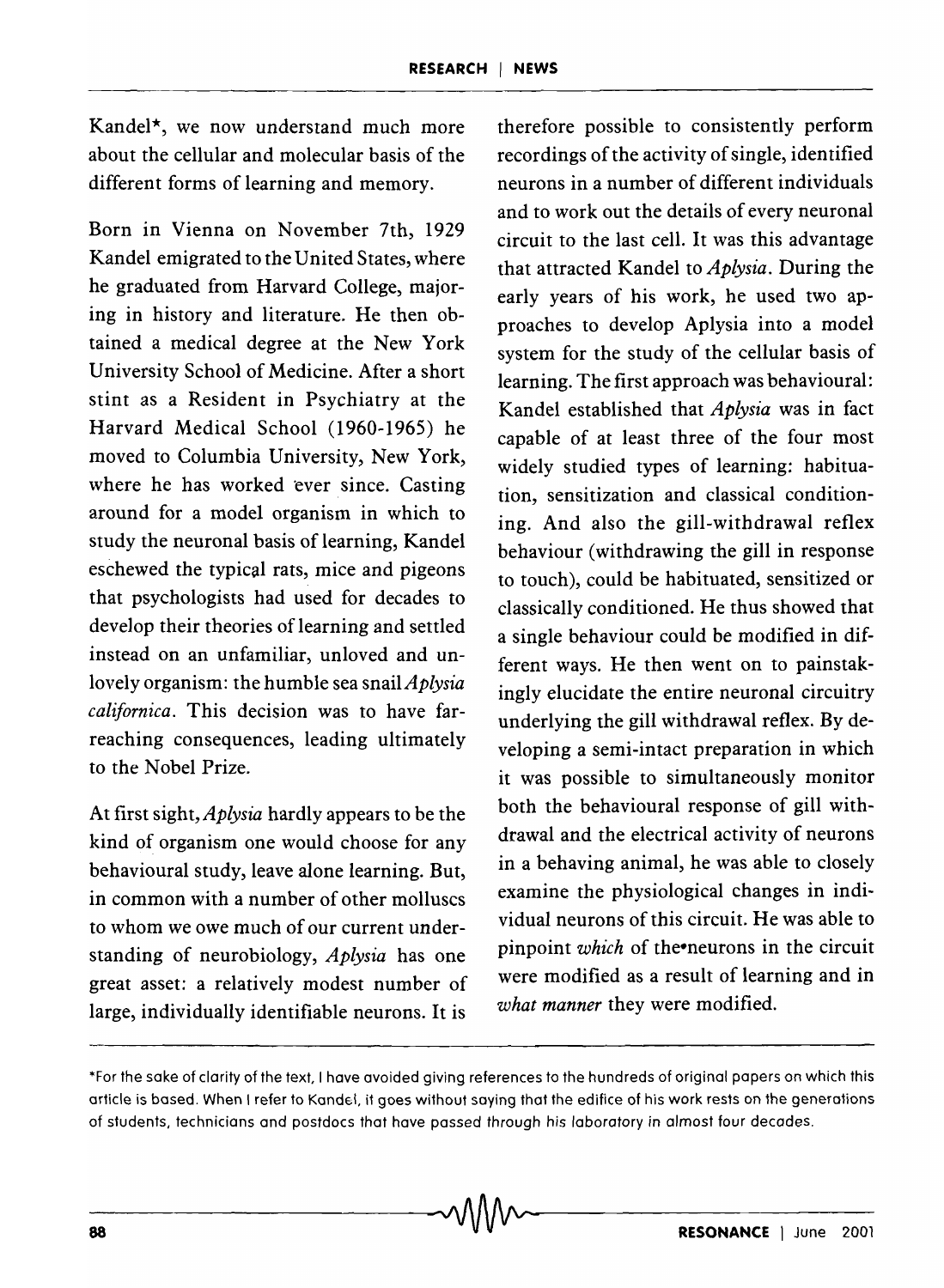Kandel*, we now understand much more about the cellular and molecular basis of the different forms of learning and memory.

Born in Vienna on November 7th, 1929 Kandel emigrated to the United States, where he graduated from Harvard College, majoring in history and literature. He then obtained a medical degree at the New York University School of Medicine. After a short stint as a Resident in Psychiatry at the Harvard Medical School (1960-1965) he moved to Columbia University, New York, where he has worked ever since. Casting around for a model organism in which to study the neuronal basis of learning, Kandel eschewed the typical rats, mice and pigeons that psychologists had used for decades to develop their theories of learning and settled instead on an unfamiliar, unloved and unlovely organism: the humble sea snail *Aplysia californica*. This decision was to have far-reaching consequences, leading ultimately to the Nobel Prize.

At first sight, *Aplysia* hardly appears to be the kind of organism one would choose for any behavioural study, leave alone learning. But, in common with a number of other molluscs to whom we owe much of our current understanding of neurobiology, *Aplysia* has one great asset: a relatively modest number of large, individually identifiable neurons. It is therefore possible to consistently perform recordings of the activity of single, identified neurons in a number of different individuals and to work out the details of every neuronal circuit to the last cell. It was this advantage that attracted Kandel to *Aplysia*. During the early years of his work, he used two approaches to develop Aplysia into a model system for the study of the cellular basis of learning. The first approach was behavioural: Kandel established that *Aplysia* was in fact capable of at least three of the four most widely studied types of learning: habituation, sensitization and classical conditioning. And also the gill-withdrawal reflex behaviour (withdrawing the gill in response to touch), could be habituated, sensitized or classically conditioned. He thus showed that a single behaviour could be modified in different ways. He then went on to painstakingly elucidate the entire neuronal circuitry underlying the gill withdrawal reflex. By developing a semi-intact preparation in which it was possible to simultaneously monitor both the behavioural response of gill withdrawal and the electrical activity of neurons in a behaving animal, he was able to closely examine the physiological changes in individual neurons of this circuit. He was able to pinpoint *which* of the neurons in the circuit were modified as a result of learning and in *what manner* they were modified.

*For the sake of clarity of the text, I have avoided giving references to the hundreds of original papers on which this article is based. When I refer to Kandel, it goes without saying that the edifice of his work rests on the generations of students, technicians and postdocs that have passed through his laboratory in almost four decades.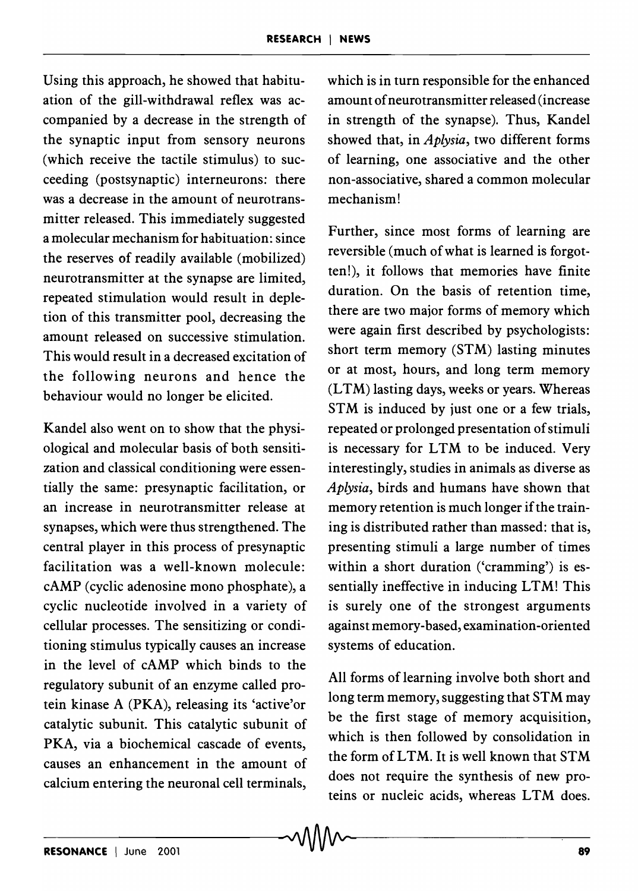Using this approach, he showed that habituation of the gill-withdrawal reflex was accompanied by a decrease in the strength of the synaptic input from sensory neurons (which receive the tactile stimulus) to succeeding (postsynaptic) interneurons: there was a decrease in the amount of neurotransmitter released. This immediately suggested a molecular mechanism for habituation: since the reserves of readily available (mobilized) neurotransmitter at the synapse are limited, repeated stimulation would result in depletion of this transmitter pool, decreasing the amount released on successive stimulation. This would result in a decreased excitation of the following neurons and hence the behaviour would no longer be elicited.

Kandel also went on to show that the physiological and molecular basis of both sensitization and classical conditioning were essentially the same: presynaptic facilitation, or an increase in neurotransmitter release at synapses, which were thus strengthened. The central player in this process of presynaptic facilitation was a well-known molecule: cAMP (cyclic adenosine mono phosphate), a cyclic nucleotide involved in a variety of cellular processes. The sensitizing or conditioning stimulus typically causes an increase in the level of cAMP which binds to the regulatory subunit of an enzyme called protein kinase A (PKA), releasing its 'active'or catalytic subunit. This catalytic subunit of PKA, via a biochemical cascade of events, causes an enhancement in the amount of calcium entering the neuronal cell terminals, which is in turn responsible for the enhanced amount of neurotransmitter released (increase in strength of the synapse). Thus, Kandel showed that, in *Aplysia*, two different forms of learning, one associative and the other non-associative, shared a common molecular mechanism!

Further, since most forms of learning are reversible (much of what is learned is forgotten!), it follows that memories have finite duration. On the basis of retention time, there are two major forms of memory which were again first described by psychologists: short term memory (STM) lasting minutes or at most, hours, and long term memory (LTM) lasting days, weeks or years. Whereas STM is induced by just one or a few trials, repeated or prolonged presentation of stimuli is necessary for LTM to be induced. Very interestingly, studies in animals as diverse as *Aplysia*, birds and humans have shown that memory retention is much longer if the training is distributed rather than massed: that is, presenting stimuli a large number of times within a short duration ('cramming') is essentially ineffective in inducing LTM! This is surely one of the strongest arguments against memory-based, examination-oriented systems of education.

All forms of learning involve both short and long term memory, suggesting that STM may be the first stage of memory acquisition, which is then followed by consolidation in the form of LTM. It is well known that STM does not require the synthesis of new proteins or nucleic acids, whereas LTM does.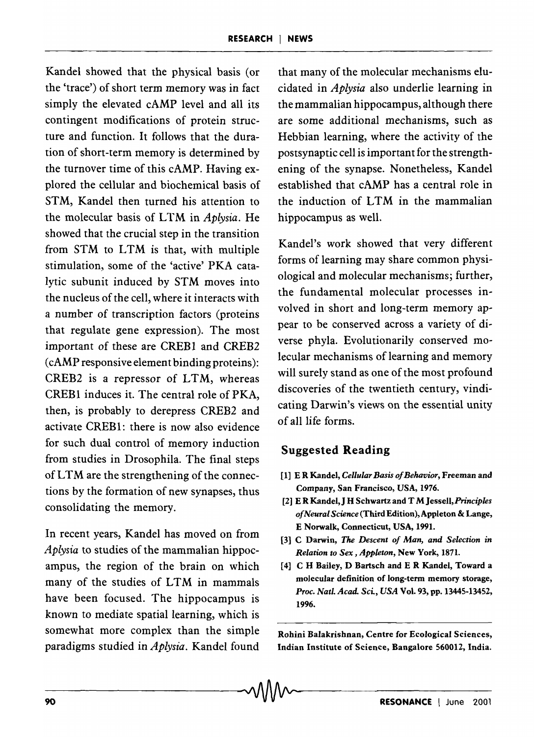Kandel showed that the physical basis (or the 'trace') of short term memory was in fact simply the elevated cAMP level and all its contingent modifications of protein structure and function. It follows that the duration of short-term memory is determined by the turnover time of this cAMP. Having explored the cellular and biochemical basis of STM, Kandel then turned his attention to the molecular basis of LTM in *Aplysia*. He showed that the crucial step in the transition from STM to LTM is that, with multiple stimulation, some of the 'active' PKA catalytic subunit induced by STM moves into the nucleus of the cell, where it interacts with a number of transcription factors (proteins that regulate gene expression). The most important of these are CREB1 and CREB2 (cAMP responsive element binding proteins): CREB2 is a repressor of LTM, whereas CREB1 induces it. The central role of PKA, then, is probably to derepress CREB2 and activate CREB1: there is now also evidence for such dual control of memory induction from studies in Drosophila. The final steps of LTM are the strengthening of the connections by the formation of new synapses, thus consolidating the memory.

In recent years, Kandel has moved on from *Aplysia* to studies of the mammalian hippocampus, the region of the brain on which many of the studies of LTM in mammals have been focused. The hippocampus is known to mediate spatial learning, which is somewhat more complex than the simple paradigms studied in *Aplysia*. Kandel found that many of the molecular mechanisms elucidated in *Aplysia* also underlie learning in the mammalian hippocampus, although there are some additional mechanisms, such as Hebbian learning, where the activity of the postsynaptic cell is important for the strengthening of the synapse. Nonetheless, Kandel established that cAMP has a central role in the induction of LTM in the mammalian hippocampus as well.

Kandel's work showed that very different forms of learning may share common physiological and molecular mechanisms; further, the fundamental molecular processes involved in short and long-term memory appear to be conserved across a variety of diverse phyla. Evolutionarily conserved molecular mechanisms of learning and memory will surely stand as one of the most profound discoveries of the twentieth century, vindicating Darwin's views on the essential unity of all life forms.

## Suggested Reading

[1] E R Kandel, *Cellular Basis of Behavior*, Freeman and Company, San Francisco, USA, 1976.

[2] E R Kandel, J H Schwartz and T M Jessell, *Principles of Neural Science* (Third Edition), Appleton & Lange, E Norwalk, Connecticut, USA, 1991.

[3] C Darwin, *The Descent of Man, and Selection in Relation to Sex*, *Appleton*, New York, 1871.

[4] C H Bailey, D Bartsch and E R Kandel, Toward a molecular definition of long-term memory storage, *Proc. Natl. Acad. Sci., USA* Vol. 93, pp. 13445-13452, 1996.

**Rohini Balakrishnan, Centre for Ecological Sciences, Indian Institute of Science, Bangalore 560012, India.**